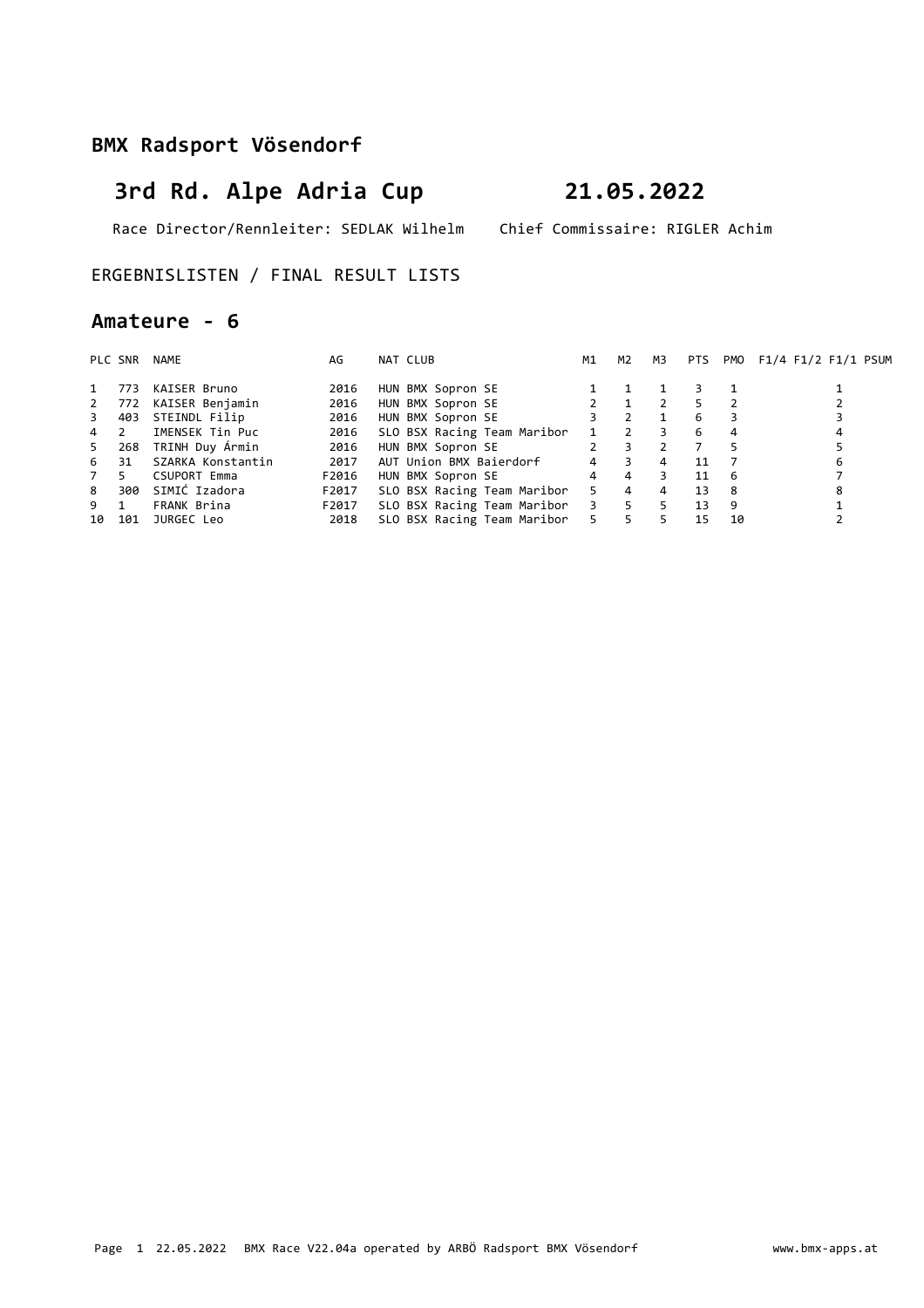## BMX Radsport Vösendorf

# 3rd Rd. Alpe Adria Cup 21.05.2022

Race Director/Rennleiter: SEDLAK Wilhelm Chief Commissaire: RIGLER Achim

ERGEBNISLISTEN / FINAL RESULT LISTS

## Amateure - 6

| PLC | SNR | NAME | AG | NAT | CLUB | M1 | M2 | M3 | PTS | PMO | F1/4 | F1/2 | F1/1 | PSUM |
|---|---|---|---|---|---|---|---|---|---|---|---|---|---|---|
| 1 | 773 | KAISER Bruno | 2016 | HUN | BMX Sopron SE | 1 | 1 | 1 | 3 | 1 | | | 1 | |
| 2 | 772 | KAISER Benjamin | 2016 | HUN | BMX Sopron SE | 2 | 1 | 2 | 5 | 2 | | | 2 | |
| 3 | 403 | STEINDL Filip | 2016 | HUN | BMX Sopron SE | 3 | 2 | 1 | 6 | 3 | | | 3 | |
| 4 | 2 | IMENSEK Tin Puc | 2016 | SLO | BSX Racing Team Maribor | 1 | 2 | 3 | 6 | 4 | | | 4 | |
| 5 | 268 | TRINH Duy Ármin | 2016 | HUN | BMX Sopron SE | 2 | 3 | 2 | 7 | 5 | | | 5 | |
| 6 | 31 | SZARKA Konstantin | 2017 | AUT | Union BMX Baierdorf | 4 | 3 | 4 | 11 | 7 | | | 6 | |
| 7 | 5 | CSUPORT Emma | F2016 | HUN | BMX Sopron SE | 4 | 4 | 3 | 11 | 6 | | | 7 | |
| 8 | 300 | SIMIĆ Izadora | F2017 | SLO | BSX Racing Team Maribor | 5 | 4 | 4 | 13 | 8 | | | 8 | |
| 9 | 1 | FRANK Brina | F2017 | SLO | BSX Racing Team Maribor | 3 | 5 | 5 | 13 | 9 | | | 1 | |
| 10 | 101 | JURGEC Leo | 2018 | SLO | BSX Racing Team Maribor | 5 | 5 | 5 | 15 | 10 | | | 2 | |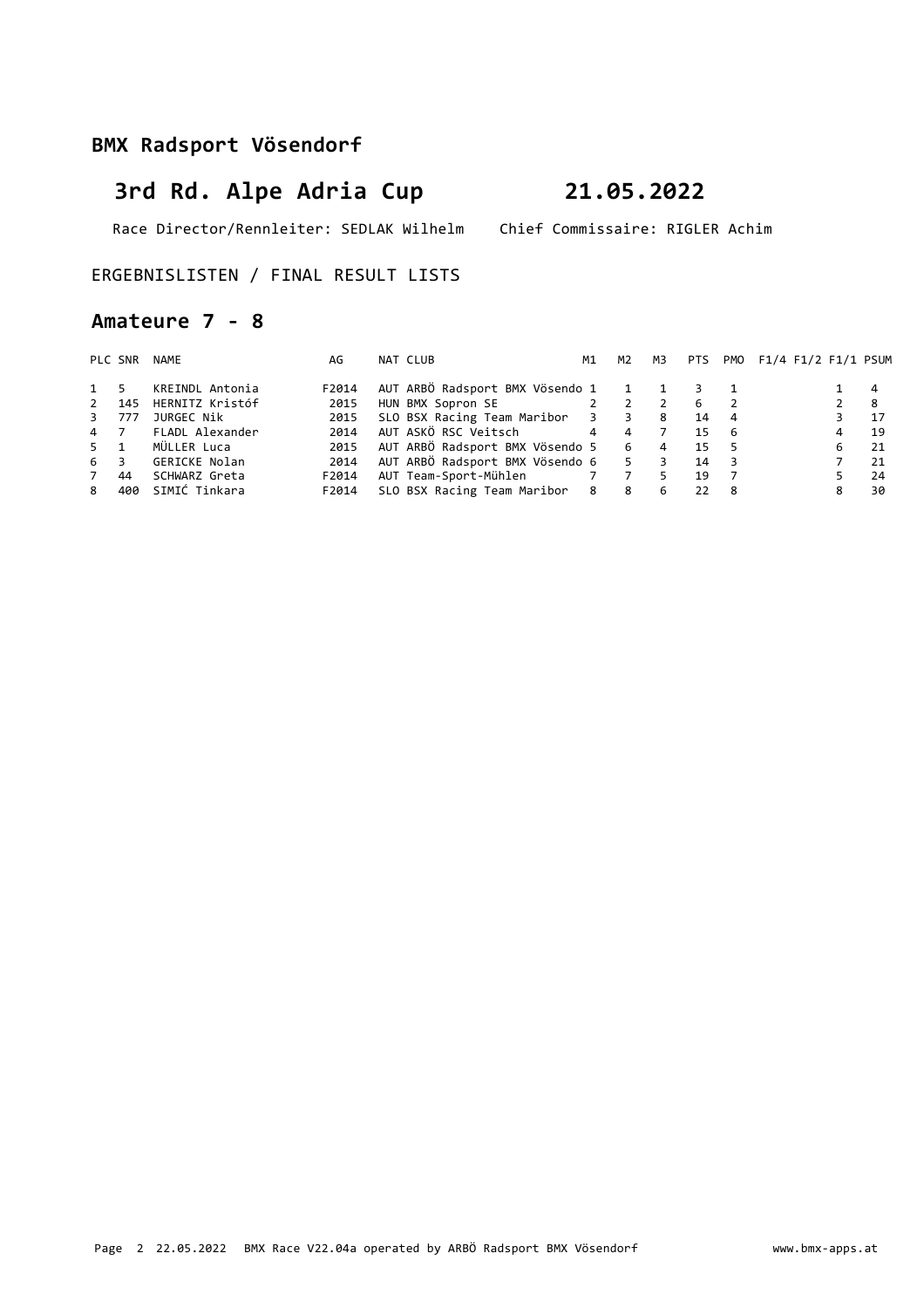## BMX Radsport Vösendorf

# 3rd Rd. Alpe Adria Cup 21.05.2022

Race Director/Rennleiter: SEDLAK Wilhelm Chief Commissaire: RIGLER Achim

ERGEBNISLISTEN / FINAL RESULT LISTS

## Amateure 7 - 8

| PLC | SNR | NAME | AG | NAT | CLUB | M1 | M2 | M3 | PTS | PMO | F1/4 | F1/2 | F1/1 | PSUM |
|---|---|---|---|---|---|---|---|---|---|---|---|---|---|---|
| 1 | 5 | KREINDL Antonia | F2014 | AUT | ARBÖ Radsport BMX Vösendo | 1 | 1 | 1 | 3 | 1 | | | 1 | 4 |
| 2 | 145 | HERNITZ Kristóf | 2015 | HUN | BMX Sopron SE | 2 | 2 | 2 | 6 | 2 | | | 2 | 8 |
| 3 | 777 | JURGEC Nik | 2015 | SLO | BSX Racing Team Maribor | 3 | 3 | 8 | 14 | 4 | | | 3 | 17 |
| 4 | 7 | FLADL Alexander | 2014 | AUT | ASKÖ RSC Veitsch | 4 | 4 | 7 | 15 | 6 | | | 4 | 19 |
| 5 | 1 | MÜLLER Luca | 2015 | AUT | ARBÖ Radsport BMX Vösendo | 5 | 6 | 4 | 15 | 5 | | | 6 | 21 |
| 6 | 3 | GERICKE Nolan | 2014 | AUT | ARBÖ Radsport BMX Vösendo | 6 | 5 | 3 | 14 | 3 | | | 7 | 21 |
| 7 | 44 | SCHWARZ Greta | F2014 | AUT | Team-Sport-Mühlen | 7 | 7 | 5 | 19 | 7 | | | 5 | 24 |
| 8 | 400 | SIMIĆ Tinkara | F2014 | SLO | BSX Racing Team Maribor | 8 | 8 | 6 | 22 | 8 | | | 8 | 30 |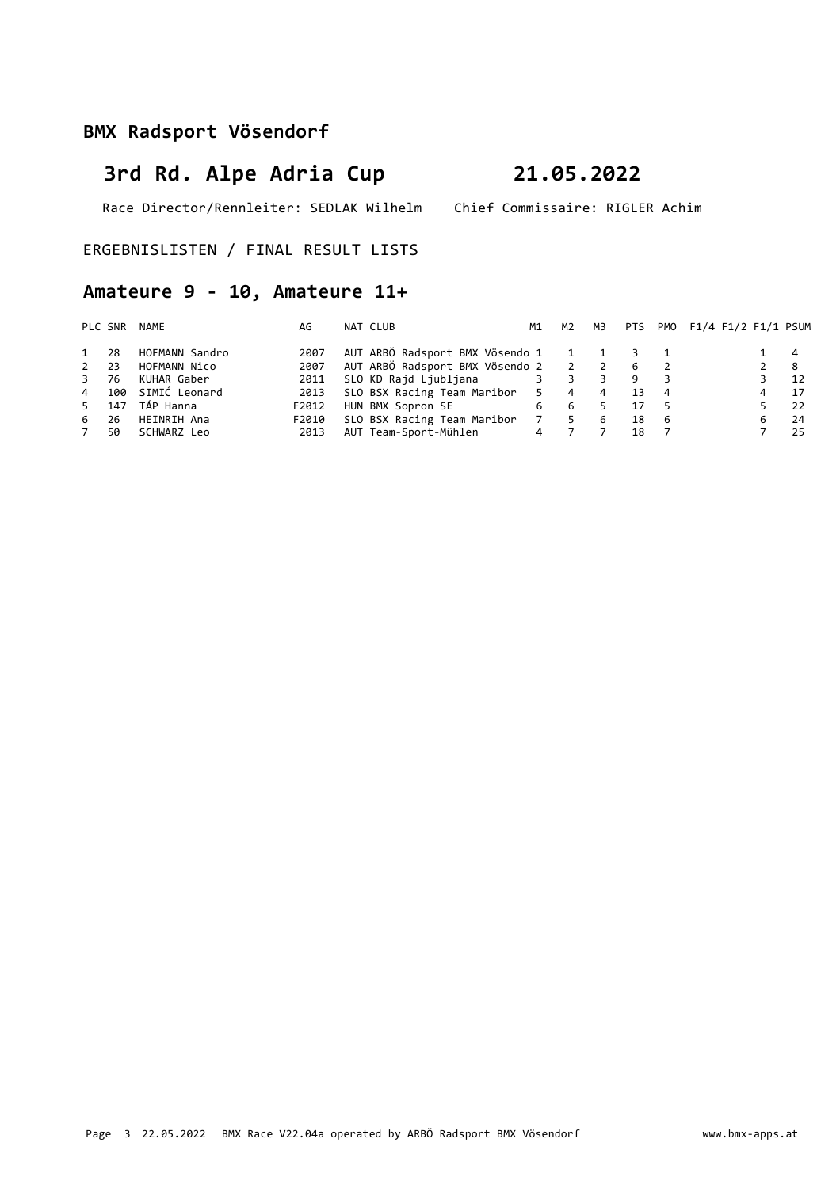## BMX Radsport Vösendorf

# 3rd Rd. Alpe Adria Cup 21.05.2022

Race Director/Rennleiter: SEDLAK Wilhelm Chief Commissaire: RIGLER Achim

ERGEBNISLISTEN / FINAL RESULT LISTS

## Amateure 9 - 10, Amateure 11+

| PLC | SNR | NAME | AG | NAT | CLUB | M1 | M2 | M3 | PTS | PMO | F1/4 | F1/2 | F1/1 | PSUM |
|---|---|---|---|---|---|---|---|---|---|---|---|---|---|---|
| 1 | 28 | HOFMANN Sandro | 2007 | AUT | ARBÖ Radsport BMX Vösendo | 1 | 1 | 1 | 3 | 1 | | | 1 | 4 |
| 2 | 23 | HOFMANN Nico | 2007 | AUT | ARBÖ Radsport BMX Vösendo | 2 | 2 | 2 | 6 | 2 | | | 2 | 8 |
| 3 | 76 | KUHAR Gaber | 2011 | SLO | KD Rajd Ljubljana | 3 | 3 | 3 | 9 | 3 | | | 3 | 12 |
| 4 | 100 | SIMIĆ Leonard | 2013 | SLO | BSX Racing Team Maribor | 5 | 4 | 4 | 13 | 4 | | | 4 | 17 |
| 5 | 147 | TÁP Hanna | F2012 | HUN | BMX Sopron SE | 6 | 6 | 5 | 17 | 5 | | | 5 | 22 |
| 6 | 26 | HEINRIH Ana | F2010 | SLO | BSX Racing Team Maribor | 7 | 5 | 6 | 18 | 6 | | | 6 | 24 |
| 7 | 50 | SCHWARZ Leo | 2013 | AUT | Team-Sport-Mühlen | 4 | 7 | 7 | 18 | 7 | | | 7 | 25 |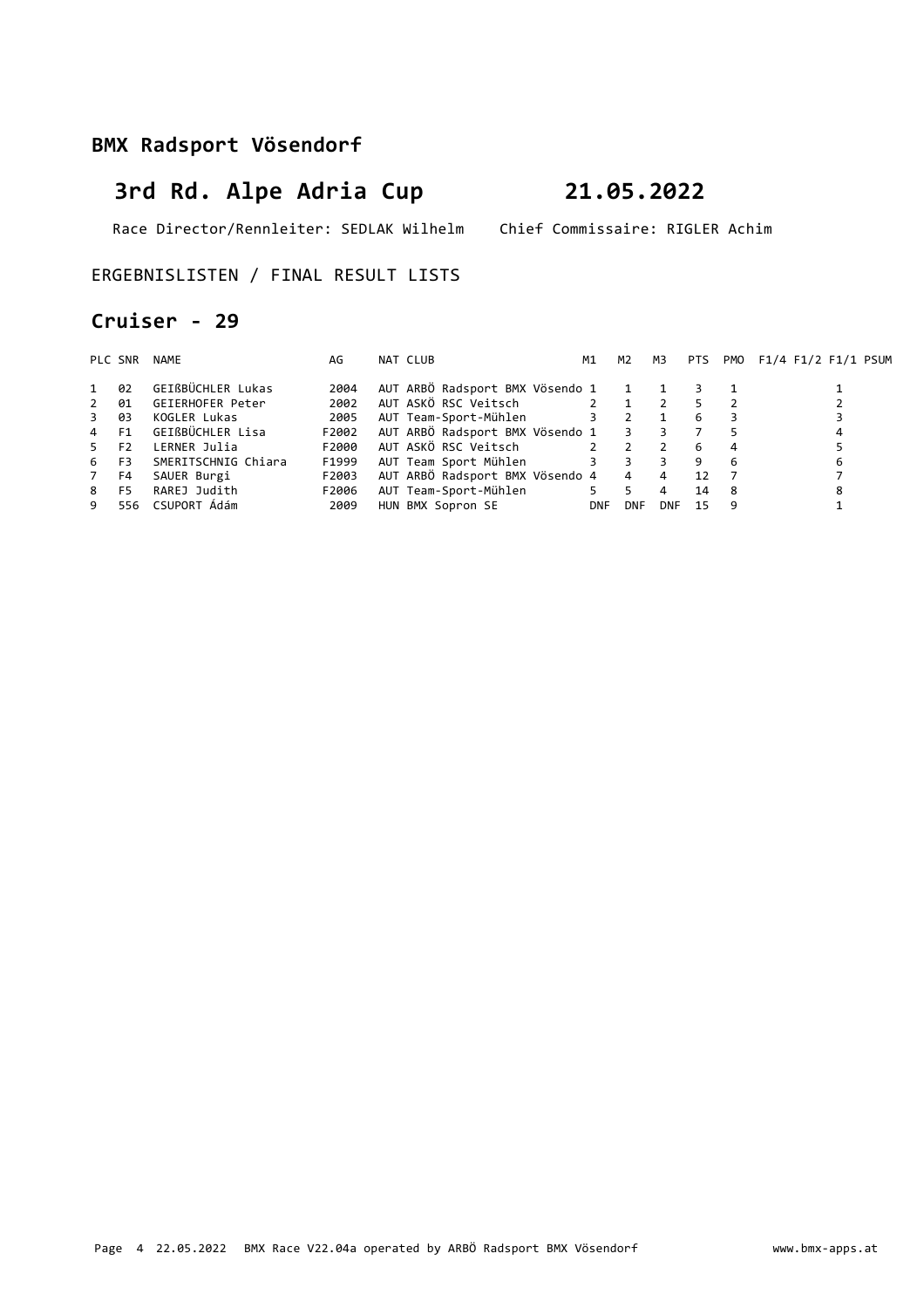## BMX Radsport Vösendorf

# 3rd Rd. Alpe Adria Cup 21.05.2022

Race Director/Rennleiter: SEDLAK Wilhelm Chief Commissaire: RIGLER Achim

ERGEBNISLISTEN / FINAL RESULT LISTS

## Cruiser - 29

| PLC | SNR | NAME | AG | NAT | CLUB | M1 | M2 | M3 | PTS | PMO | F1/4 | F1/2 | F1/1 | PSUM |
|---|---|---|---|---|---|---|---|---|---|---|---|---|---|---|
| 1 | 02 | GEIßBÜCHLER Lukas | 2004 | AUT | ARBÖ Radsport BMX Vösendo | 1 | 1 | 1 | 3 | 1 | | | | 1 |
| 2 | 01 | GEIERHOFER Peter | 2002 | AUT | ASKÖ RSC Veitsch | 2 | 1 | 2 | 5 | 2 | | | | 2 |
| 3 | 03 | KOGLER Lukas | 2005 | AUT | Team-Sport-Mühlen | 3 | 2 | 1 | 6 | 3 | | | | 3 |
| 4 | F1 | GEIßBÜCHLER Lisa | F2002 | AUT | ARBÖ Radsport BMX Vösendo | 1 | 3 | 3 | 7 | 5 | | | | 4 |
| 5 | F2 | LERNER Julia | F2000 | AUT | ASKÖ RSC Veitsch | 2 | 2 | 2 | 6 | 4 | | | | 5 |
| 6 | F3 | SMERITSCHNIG Chiara | F1999 | AUT | Team Sport Mühlen | 3 | 3 | 3 | 9 | 6 | | | | 6 |
| 7 | F4 | SAUER Burgi | F2003 | AUT | ARBÖ Radsport BMX Vösendo | 4 | 4 | 4 | 12 | 7 | | | | 7 |
| 8 | F5 | RAREJ Judith | F2006 | AUT | Team-Sport-Mühlen | 5 | 5 | 4 | 14 | 8 | | | | 8 |
| 9 | 556 | CSUPORT Ádám | 2009 | HUN | BMX Sopron SE | DNF | DNF | DNF | 15 | 9 | | | | 1 |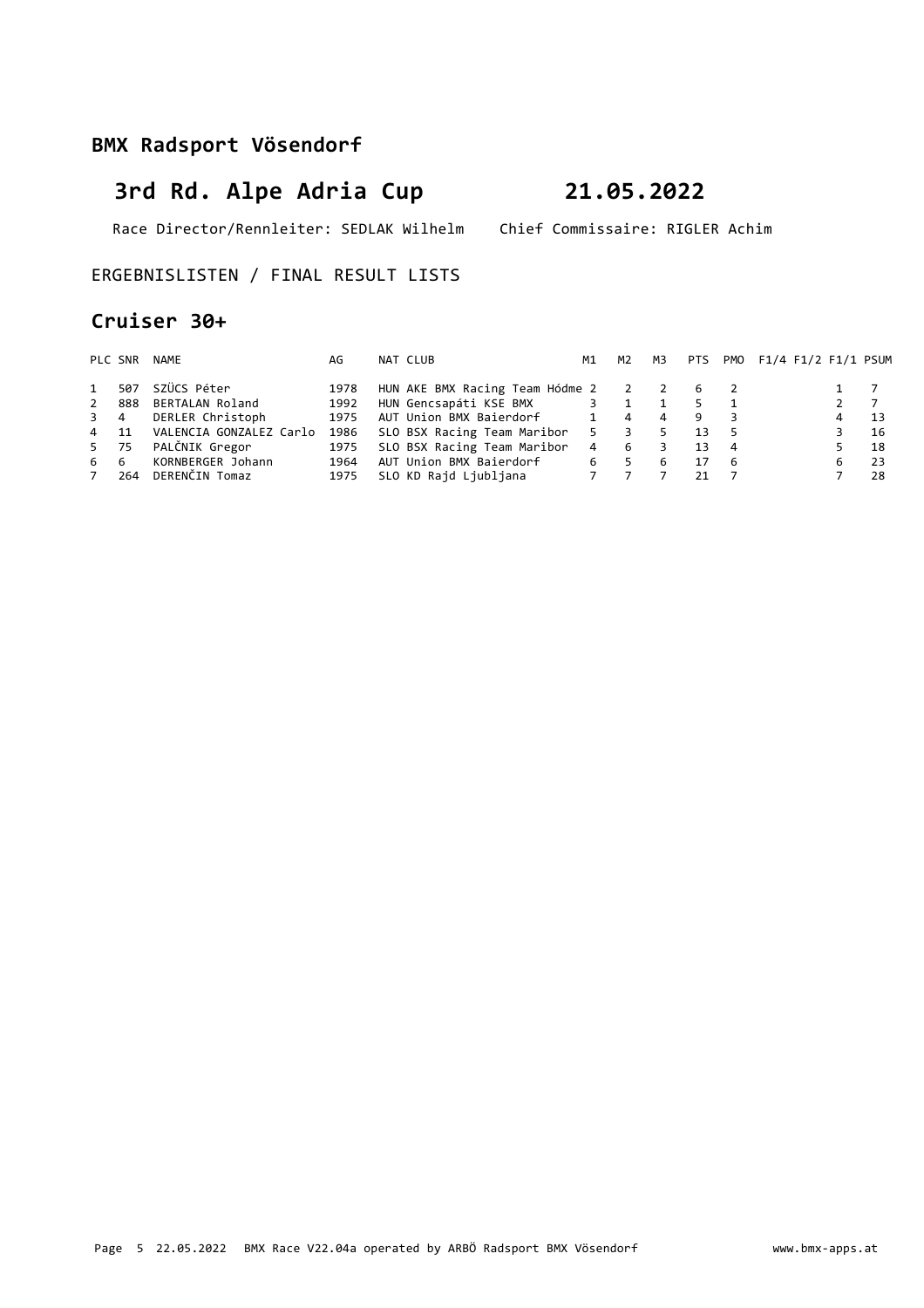## BMX Radsport Vösendorf

# 3rd Rd. Alpe Adria Cup 21.05.2022

Race Director/Rennleiter: SEDLAK Wilhelm   Chief Commissaire: RIGLER Achim

ERGEBNISLISTEN / FINAL RESULT LISTS

## Cruiser 30+

| PLC | SNR | NAME | AG | NAT | CLUB | M1 | M2 | M3 | PTS | PMO | F1/4 | F1/2 | F1/1 | PSUM |
|---|---|---|---|---|---|---|---|---|---|---|---|---|---|---|
| 1 | 507 | SZÜCS Péter | 1978 | HUN | AKE BMX Racing Team Hódme | 2 | 2 | 2 | 6 | 2 | | | 1 | 7 |
| 2 | 888 | BERTALAN Roland | 1992 | HUN | Gencsapáti KSE BMX | 3 | 1 | 1 | 5 | 1 | | | 2 | 7 |
| 3 | 4 | DERLER Christoph | 1975 | AUT | Union BMX Baierdorf | 1 | 4 | 4 | 9 | 3 | | | 4 | 13 |
| 4 | 11 | VALENCIA GONZALEZ Carlo | 1986 | SLO | BSX Racing Team Maribor | 5 | 3 | 5 | 13 | 5 | | | 3 | 16 |
| 5 | 75 | PALČNIK Gregor | 1975 | SLO | BSX Racing Team Maribor | 4 | 6 | 3 | 13 | 4 | | | 5 | 18 |
| 6 | 6 | KORNBERGER Johann | 1964 | AUT | Union BMX Baierdorf | 6 | 5 | 6 | 17 | 6 | | | 6 | 23 |
| 7 | 264 | DERENČIN Tomaz | 1975 | SLO | KD Rajd Ljubljana | 7 | 7 | 7 | 21 | 7 | | | 7 | 28 |

Page 5 22.05.2022 BMX Race V22.04a operated by ARBÖ Radsport BMX Vösendorf www.bmx-apps.at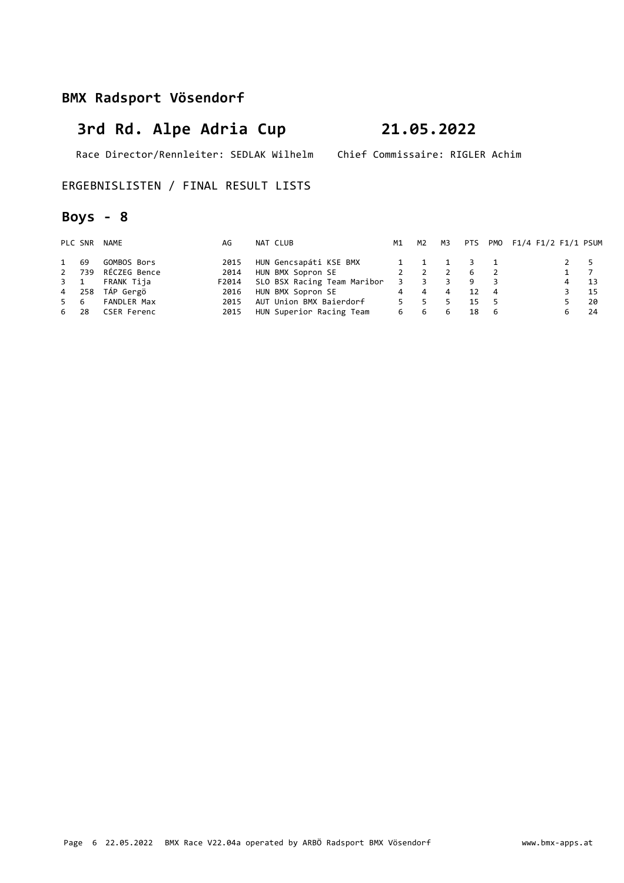**BMX Radsport Vösendorf**

# 3rd Rd. Alpe Adria Cup 21.05.2022

Race Director/Rennleiter: SEDLAK Wilhelm Chief Commissaire: RIGLER Achim

ERGEBNISLISTEN / FINAL RESULT LISTS

## Boys - 8

| PLC | SNR | NAME | AG | NAT | CLUB | M1 | M2 | M3 | PTS | PMO | F1/4 | F1/2 | F1/1 | PSUM |
|---|---|---|---|---|---|---|---|---|---|---|---|---|---|---|
| 1 | 69 | GOMBOS Bors | 2015 | HUN | Gencsapáti KSE BMX | 1 | 1 | 1 | 3 | 1 | | | 2 | 5 |
| 2 | 739 | RÉCZEG Bence | 2014 | HUN | BMX Sopron SE | 2 | 2 | 2 | 6 | 2 | | | 1 | 7 |
| 3 | 1 | FRANK Tija | F2014 | SLO | BSX Racing Team Maribor | 3 | 3 | 3 | 9 | 3 | | | 4 | 13 |
| 4 | 258 | TÁP Gergö | 2016 | HUN | BMX Sopron SE | 4 | 4 | 4 | 12 | 4 | | | 3 | 15 |
| 5 | 6 | FANDLER Max | 2015 | AUT | Union BMX Baierdorf | 5 | 5 | 5 | 15 | 5 | | | 5 | 20 |
| 6 | 28 | CSER Ferenc | 2015 | HUN | Superior Racing Team | 6 | 6 | 6 | 18 | 6 | | | 6 | 24 |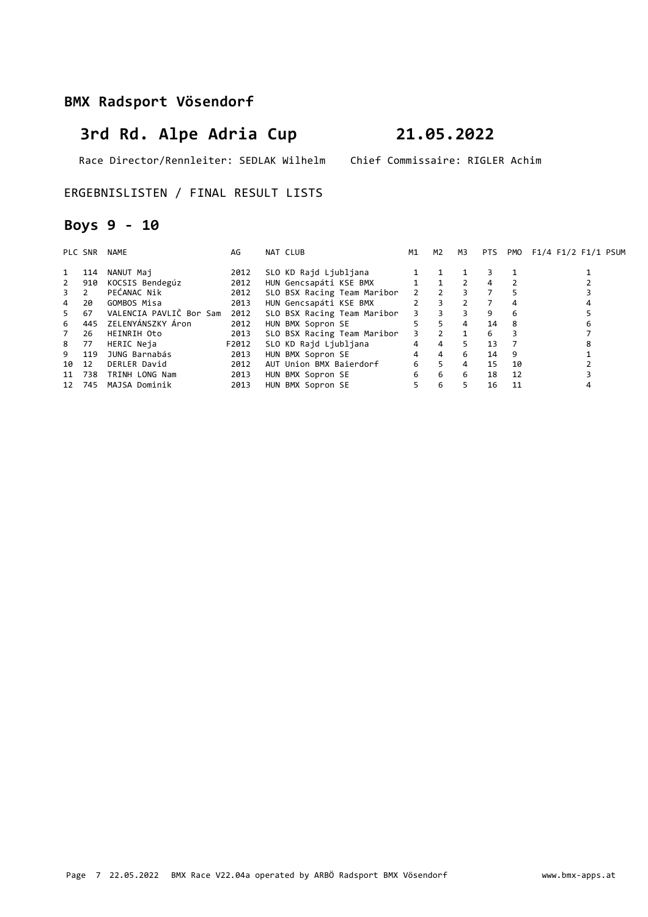## BMX Radsport Vösendorf

# 3rd Rd. Alpe Adria Cup 21.05.2022

Race Director/Rennleiter: SEDLAK Wilhelm Chief Commissaire: RIGLER Achim

ERGEBNISLISTEN / FINAL RESULT LISTS

## Boys 9 - 10

| PLC | SNR | NAME | AG | NAT | CLUB | M1 | M2 | M3 | PTS | PMO | F1/4 | F1/2 | F1/1 | PSUM |
|---|---|---|---|---|---|---|---|---|---|---|---|---|---|---|
| 1 | 114 | NANUT Maj | 2012 | SLO | KD Rajd Ljubljana | 1 | 1 | 1 | 3 | 1 | | | 1 | |
| 2 | 910 | KOCSIS Bendegúz | 2012 | HUN | Gencsapáti KSE BMX | 1 | 1 | 2 | 4 | 2 | | | 2 | |
| 3 | 2 | PEĆANAC Nik | 2012 | SLO | BSX Racing Team Maribor | 2 | 2 | 3 | 7 | 5 | | | 3 | |
| 4 | 20 | GOMBOS Misa | 2013 | HUN | Gencsapáti KSE BMX | 2 | 3 | 2 | 7 | 4 | | | 4 | |
| 5 | 67 | VALENCIA PAVLIČ Bor Sam | 2012 | SLO | BSX Racing Team Maribor | 3 | 3 | 3 | 9 | 6 | | | 5 | |
| 6 | 445 | ZELENYÁNSZKY Áron | 2012 | HUN | BMX Sopron SE | 5 | 5 | 4 | 14 | 8 | | | 6 | |
| 7 | 26 | HEINRIH Oto | 2013 | SLO | BSX Racing Team Maribor | 3 | 2 | 1 | 6 | 3 | | | 7 | |
| 8 | 77 | HERIC Neja | F2012 | SLO | KD Rajd Ljubljana | 4 | 4 | 5 | 13 | 7 | | | 8 | |
| 9 | 119 | JUNG Barnabás | 2013 | HUN | BMX Sopron SE | 4 | 4 | 6 | 14 | 9 | | | 1 | |
| 10 | 12 | DERLER David | 2012 | AUT | Union BMX Baierdorf | 6 | 5 | 4 | 15 | 10 | | | 2 | |
| 11 | 738 | TRINH LONG Nam | 2013 | HUN | BMX Sopron SE | 6 | 6 | 6 | 18 | 12 | | | 3 | |
| 12 | 745 | MAJSA Dominik | 2013 | HUN | BMX Sopron SE | 5 | 6 | 5 | 16 | 11 | | | 4 | |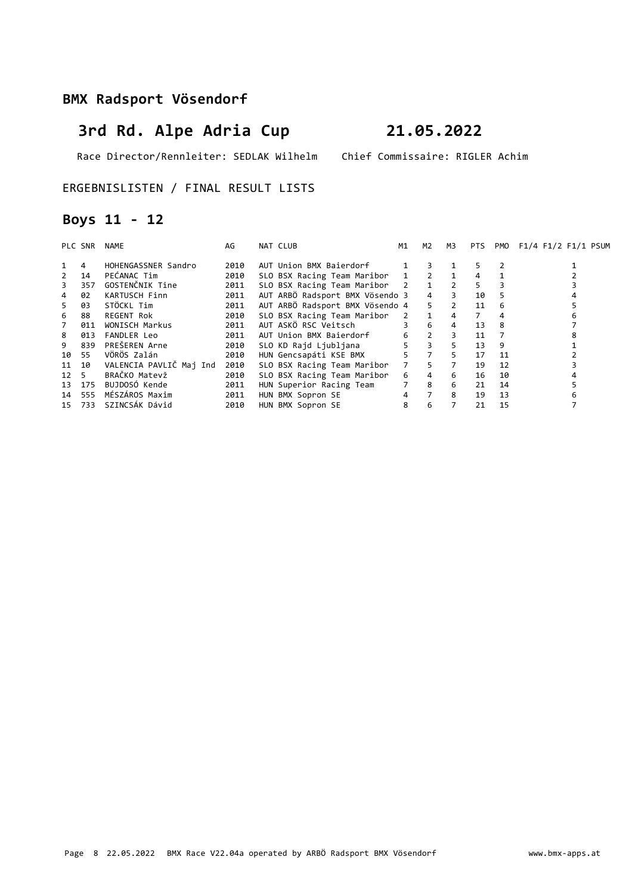## BMX Radsport Vösendorf

# 3rd Rd. Alpe Adria Cup 21.05.2022

Race Director/Rennleiter: SEDLAK Wilhelm Chief Commissaire: RIGLER Achim

ERGEBNISLISTEN / FINAL RESULT LISTS

## Boys 11 - 12

| PLC | SNR | NAME | AG | NAT | CLUB | M1 | M2 | M3 | PTS | PMO | F1/4 | F1/2 | F1/1 | PSUM |
|---|---|---|---|---|---|---|---|---|---|---|---|---|---|---|
| 1 | 4 | HOHENGASSNER Sandro | 2010 | AUT | Union BMX Baierdorf | 1 | 3 | 1 | 5 | 2 | | | 1 | |
| 2 | 14 | PEĆANAC Tim | 2010 | SLO | BSX Racing Team Maribor | 1 | 2 | 1 | 4 | 1 | | | 2 | |
| 3 | 357 | GOSTENČNIK Tine | 2011 | SLO | BSX Racing Team Maribor | 2 | 1 | 2 | 5 | 3 | | | 3 | |
| 4 | 02 | KARTUSCH Finn | 2011 | AUT | ARBÖ Radsport BMX Vösendo | 3 | 4 | 3 | 10 | 5 | | | 4 | |
| 5 | 03 | STÖCKL Tim | 2011 | AUT | ARBÖ Radsport BMX Vösendo | 4 | 5 | 2 | 11 | 6 | | | 5 | |
| 6 | 88 | REGENT Rok | 2010 | SLO | BSX Racing Team Maribor | 2 | 1 | 4 | 7 | 4 | | | 6 | |
| 7 | 011 | WONISCH Markus | 2011 | AUT | ASKÖ RSC Veitsch | 3 | 6 | 4 | 13 | 8 | | | 7 | |
| 8 | 013 | FANDLER Leo | 2011 | AUT | Union BMX Baierdorf | 6 | 2 | 3 | 11 | 7 | | | 8 | |
| 9 | 839 | PREŠEREN Arne | 2010 | SLO | KD Rajd Ljubljana | 5 | 3 | 5 | 13 | 9 | | | 1 | |
| 10 | 55 | VÖRÖS Zalán | 2010 | HUN | Gencsapáti KSE BMX | 5 | 7 | 5 | 17 | 11 | | | 2 | |
| 11 | 10 | VALENCIA PAVLIČ Maj Ind | 2010 | SLO | BSX Racing Team Maribor | 7 | 5 | 7 | 19 | 12 | | | 3 | |
| 12 | 5 | BRAČKO Matevž | 2010 | SLO | BSX Racing Team Maribor | 6 | 4 | 6 | 16 | 10 | | | 4 | |
| 13 | 175 | BUJDOSÓ Kende | 2011 | HUN | Superior Racing Team | 7 | 8 | 6 | 21 | 14 | | | 5 | |
| 14 | 555 | MÉSZÁROS Maxim | 2011 | HUN | BMX Sopron SE | 4 | 7 | 8 | 19 | 13 | | | 6 | |
| 15 | 733 | SZINCSÁK Dávid | 2010 | HUN | BMX Sopron SE | 8 | 6 | 7 | 21 | 15 | | | 7 | |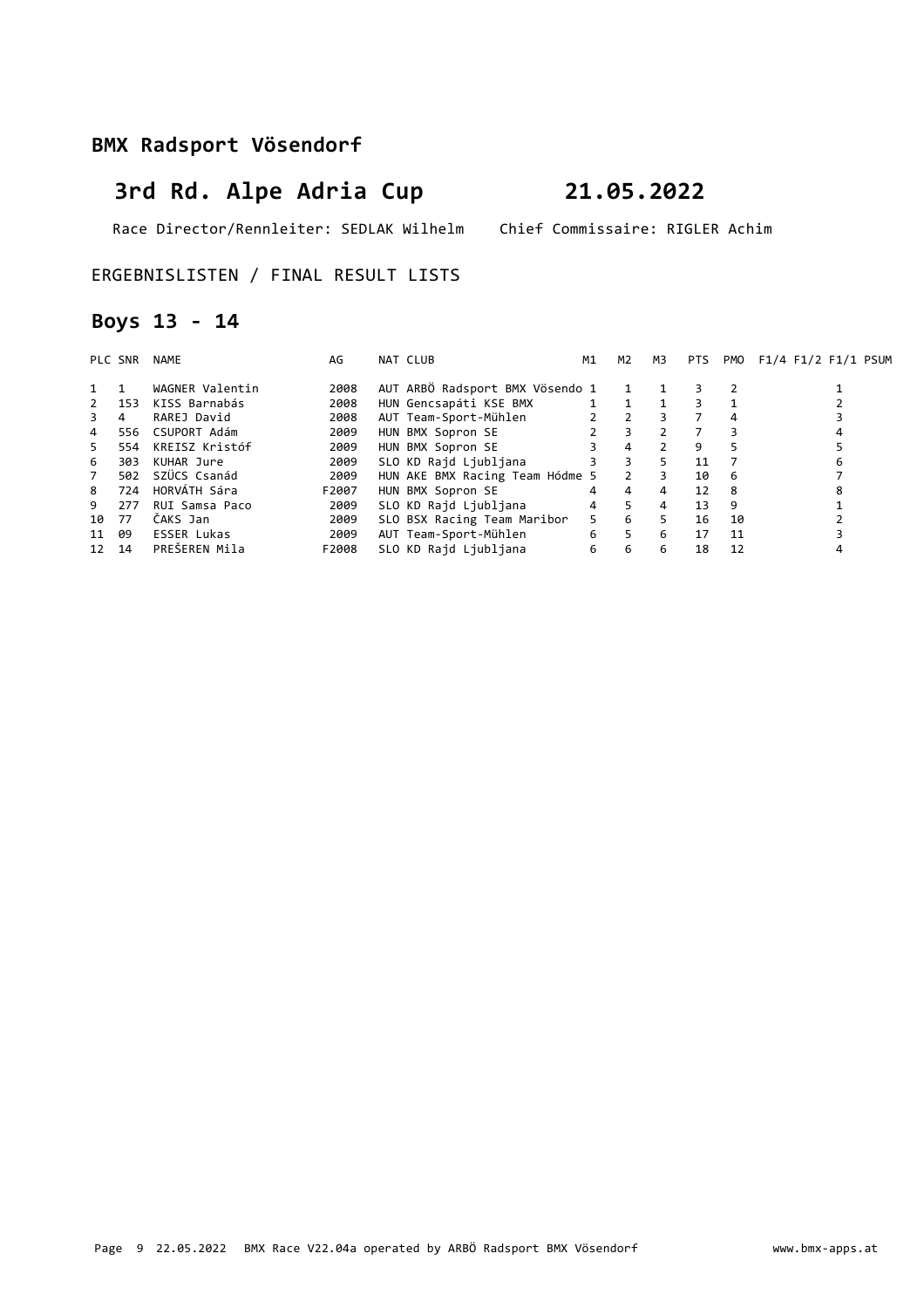## BMX Radsport Vösendorf

# 3rd Rd. Alpe Adria Cup 21.05.2022

Race Director/Rennleiter: SEDLAK Wilhelm Chief Commissaire: RIGLER Achim

ERGEBNISLISTEN / FINAL RESULT LISTS

## Boys 13 - 14

| PLC | SNR | NAME | AG | NAT | CLUB | M1 | M2 | M3 | PTS | PMO | F1/4 | F1/2 | F1/1 | PSUM |
|---|---|---|---|---|---|---|---|---|---|---|---|---|---|---|
| 1 | 1 | WAGNER Valentin | 2008 | AUT | ARBÖ Radsport BMX Vösendo | 1 | 1 | 1 | 3 | 2 | | | 1 | |
| 2 | 153 | KISS Barnabás | 2008 | HUN | Gencsapáti KSE BMX | 1 | 1 | 1 | 3 | 1 | | | 2 | |
| 3 | 4 | RAREJ David | 2008 | AUT | Team-Sport-Mühlen | 2 | 2 | 3 | 7 | 4 | | | 3 | |
| 4 | 556 | CSUPORT Adám | 2009 | HUN | BMX Sopron SE | 2 | 3 | 2 | 7 | 3 | | | 4 | |
| 5 | 554 | KREISZ Kristóf | 2009 | HUN | BMX Sopron SE | 3 | 4 | 2 | 9 | 5 | | | 5 | |
| 6 | 303 | KUHAR Jure | 2009 | SLO | KD Rajd Ljubljana | 3 | 3 | 5 | 11 | 7 | | | 6 | |
| 7 | 502 | SZÜCS Csanád | 2009 | HUN | AKE BMX Racing Team Hódme | 5 | 2 | 3 | 10 | 6 | | | 7 | |
| 8 | 724 | HORVÁTH Sára | F2007 | HUN | BMX Sopron SE | 4 | 4 | 4 | 12 | 8 | | | 8 | |
| 9 | 277 | RUI Samsa Paco | 2009 | SLO | KD Rajd Ljubljana | 4 | 5 | 4 | 13 | 9 | | | 1 | |
| 10 | 77 | ČAKS Jan | 2009 | SLO | BSX Racing Team Maribor | 5 | 6 | 5 | 16 | 10 | | | 2 | |
| 11 | 09 | ESSER Lukas | 2009 | AUT | Team-Sport-Mühlen | 6 | 5 | 6 | 17 | 11 | | | 3 | |
| 12 | 14 | PREŠEREN Mila | F2008 | SLO | KD Rajd Ljubljana | 6 | 6 | 6 | 18 | 12 | | | 4 | |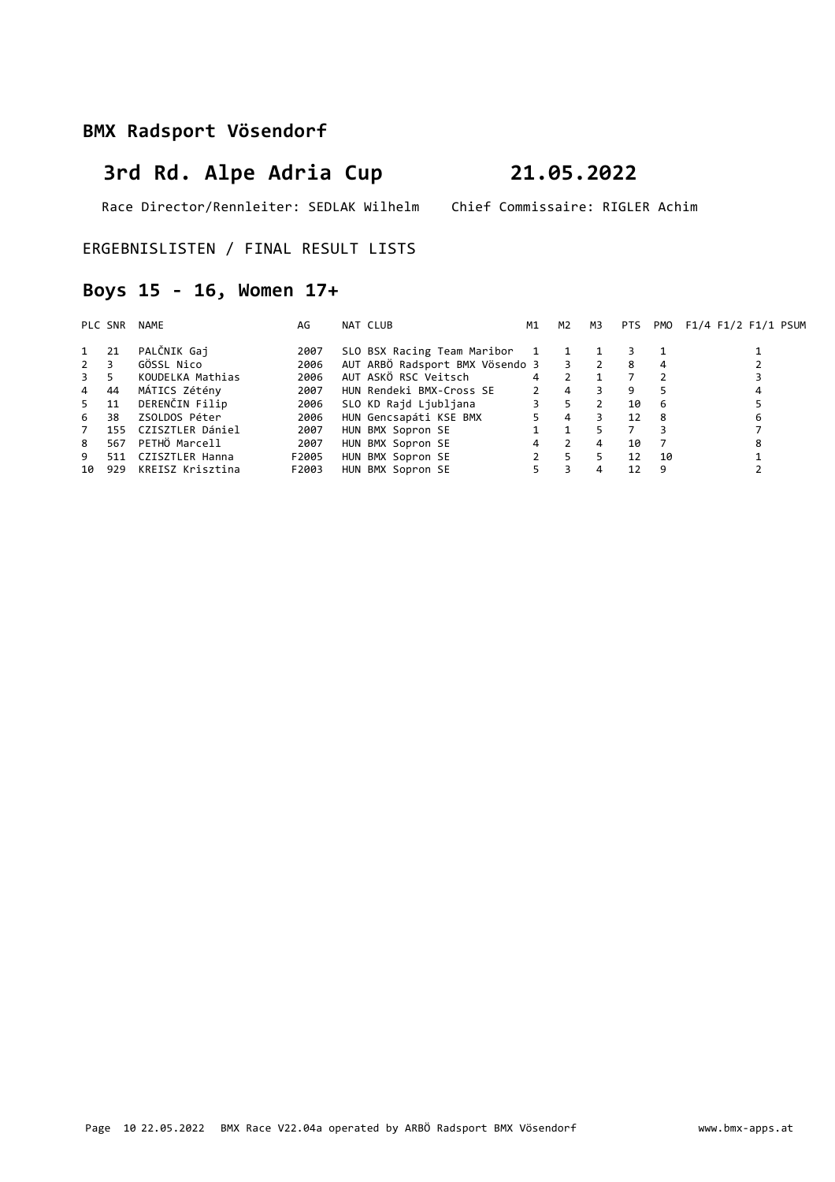## BMX Radsport Vösendorf

# 3rd Rd. Alpe Adria Cup 21.05.2022

Race Director/Rennleiter: SEDLAK Wilhelm    Chief Commissaire: RIGLER Achim

ERGEBNISLISTEN / FINAL RESULT LISTS

## Boys 15 - 16, Women 17+

| PLC | SNR | NAME | AG | NAT | CLUB | M1 | M2 | M3 | PTS | PMO | F1/4 | F1/2 | F1/1 | PSUM |
|---|---|---|---|---|---|---|---|---|---|---|---|---|---|---|
| 1 | 21 | PALČNIK Gaj | 2007 | SLO | BSX Racing Team Maribor | 1 | 1 | 1 | 3 | 1 | | | | 1 |
| 2 | 3 | GÖSSL Nico | 2006 | AUT | ARBÖ Radsport BMX Vösendo | 3 | 3 | 2 | 8 | 4 | | | | 2 |
| 3 | 5 | KOUDELKA Mathias | 2006 | AUT | ASKÖ RSC Veitsch | 4 | 2 | 1 | 7 | 2 | | | | 3 |
| 4 | 44 | MÁTICS Zétény | 2007 | HUN | Rendeki BMX-Cross SE | 2 | 4 | 3 | 9 | 5 | | | | 4 |
| 5 | 11 | DERENČIN Filip | 2006 | SLO | KD Rajd Ljubljana | 3 | 5 | 2 | 10 | 6 | | | | 5 |
| 6 | 38 | ZSOLDOS Péter | 2006 | HUN | Gencsapáti KSE BMX | 5 | 4 | 3 | 12 | 8 | | | | 6 |
| 7 | 155 | CZISZTLER Dániel | 2007 | HUN | BMX Sopron SE | 1 | 1 | 5 | 7 | 3 | | | | 7 |
| 8 | 567 | PETHÖ Marcell | 2007 | HUN | BMX Sopron SE | 4 | 2 | 4 | 10 | 7 | | | | 8 |
| 9 | 511 | CZISZTLER Hanna | F2005 | HUN | BMX Sopron SE | 2 | 5 | 5 | 12 | 10 | | | | 1 |
| 10 | 929 | KREISZ Krisztina | F2003 | HUN | BMX Sopron SE | 5 | 3 | 4 | 12 | 9 | | | | 2 |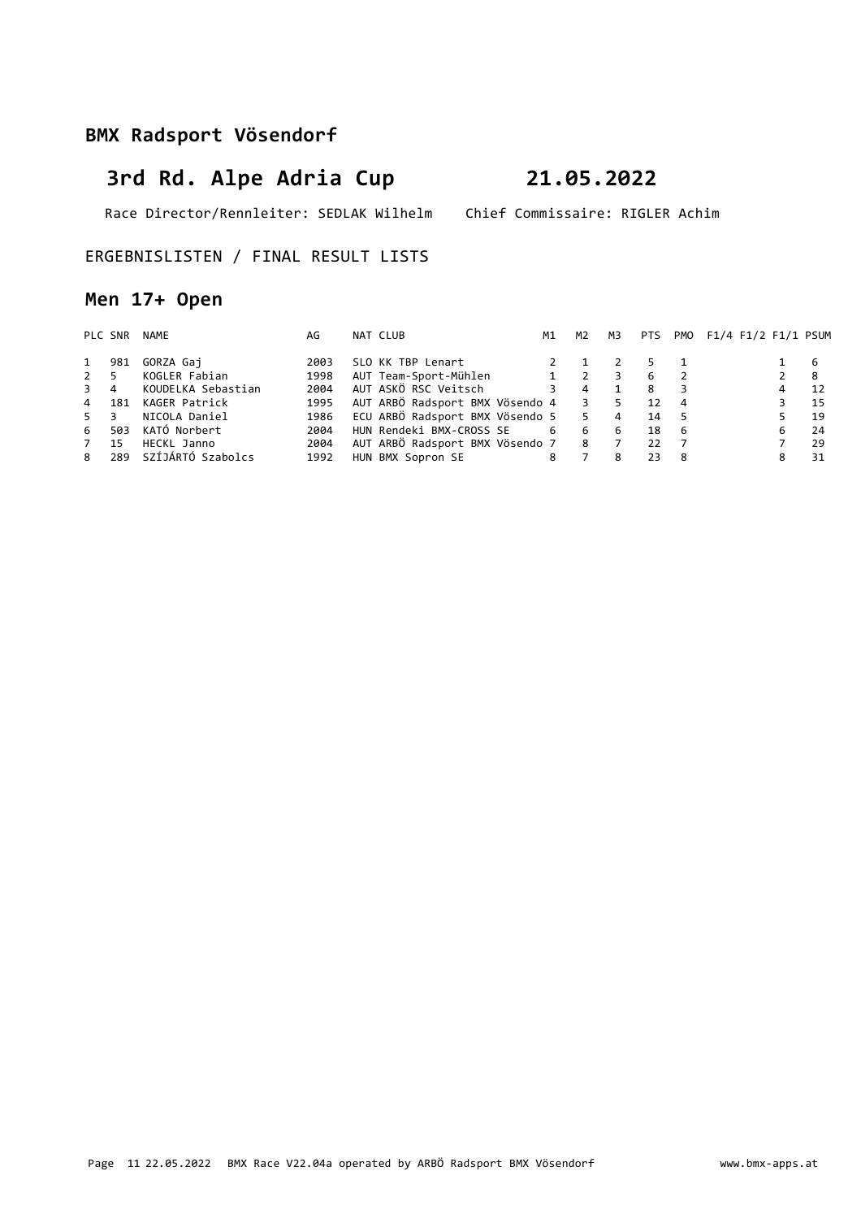## BMX Radsport Vösendorf

# 3rd Rd. Alpe Adria Cup 21.05.2022

Race Director/Rennleiter: SEDLAK Wilhelm Chief Commissaire: RIGLER Achim

ERGEBNISLISTEN / FINAL RESULT LISTS

## Men 17+ Open

| PLC | SNR | NAME | AG | NAT | CLUB | M1 | M2 | M3 | PTS | PMO | F1/4 | F1/2 | F1/1 | PSUM |
|---|---|---|---|---|---|---|---|---|---|---|---|---|---|---|
| 1 | 981 | GORZA Gaj | 2003 | SLO | KK TBP Lenart | 2 | 1 | 2 | 5 | 1 | | | 1 | 6 |
| 2 | 5 | KOGLER Fabian | 1998 | AUT | Team-Sport-Mühlen | 1 | 2 | 3 | 6 | 2 | | | 2 | 8 |
| 3 | 4 | KOUDELKA Sebastian | 2004 | AUT | ASKÖ RSC Veitsch | 3 | 4 | 1 | 8 | 3 | | | 4 | 12 |
| 4 | 181 | KAGER Patrick | 1995 | AUT | ARBÖ Radsport BMX Vösendo | 4 | 3 | 5 | 12 | 4 | | | 3 | 15 |
| 5 | 3 | NICOLA Daniel | 1986 | ECU | ARBÖ Radsport BMX Vösendo | 5 | 5 | 4 | 14 | 5 | | | 5 | 19 |
| 6 | 503 | KATÓ Norbert | 2004 | HUN | Rendeki BMX-CROSS SE | 6 | 6 | 6 | 18 | 6 | | | 6 | 24 |
| 7 | 15 | HECKL Janno | 2004 | AUT | ARBÖ Radsport BMX Vösendo | 7 | 8 | 7 | 22 | 7 | | | 7 | 29 |
| 8 | 289 | SZÍJÁRTÓ Szabolcs | 1992 | HUN | BMX Sopron SE | 8 | 7 | 8 | 23 | 8 | | | 8 | 31 |